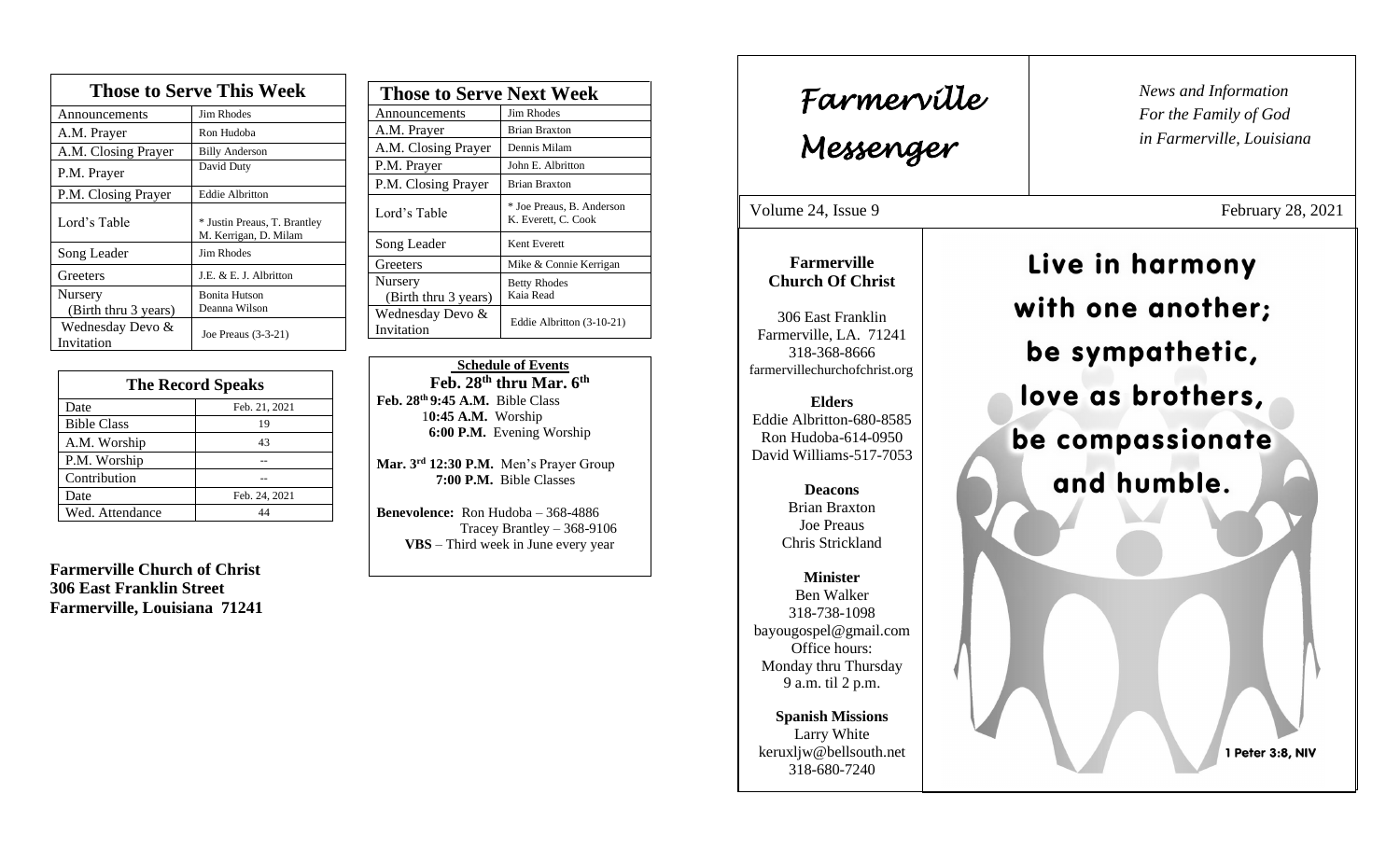## Those to Serve This Week

| Those to Serve This Week | |
|---|---|
| Announcements | Jim Rhodes |
| A.M. Prayer | Ron Hudoba |
| A.M. Closing Prayer | Billy Anderson |
| P.M. Prayer | David Duty |
| P.M. Closing Prayer | Eddie Albritton |
| Lord's Table | * Justin Preaus, T. Brantley M. Kerrigan, D. Milam |
| Song Leader | Jim Rhodes |
| Greeters | J.E. & E. J. Albritton |
| Nursery (Birth thru 3 years) | Bonita Hutson Deanna Wilson |
| Wednesday Devo & Invitation | Joe Preaus (3-3-21) |

## The Record Speaks

| The Record Speaks | |
|---|---|
| Date | Feb. 21, 2021 |
| Bible Class | 19 |
| A.M. Worship | 43 |
| P.M. Worship | -- |
| Contribution | -- |
| Date | Feb. 24, 2021 |
| Wed. Attendance | 44 |

**Farmerville Church of Christ**
**306 East Franklin Street**
**Farmerville, Louisiana 71241**

## Those to Serve Next Week

| Those to Serve Next Week | |
|---|---|
| Announcements | Jim Rhodes |
| A.M. Prayer | Brian Braxton |
| A.M. Closing Prayer | Dennis Milam |
| P.M. Prayer | John E. Albritton |
| P.M. Closing Prayer | Brian Braxton |
| Lord's Table | * Joe Preaus, B. Anderson K. Everett, C. Cook |
| Song Leader | Kent Everett |
| Greeters | Mike & Connie Kerrigan |
| Nursery (Birth thru 3 years) | Betty Rhodes Kaia Read |
| Wednesday Devo & Invitation | Eddie Albritton (3-10-21) |

**Schedule of Events**
**Feb. 28th thru Mar. 6th**

**Feb. 28th 9:45 A.M.** Bible Class
**10:45 A.M.** Worship
**6:00 P.M.** Evening Worship

**Mar. 3rd 12:30 P.M.** Men's Prayer Group
**7:00 P.M.** Bible Classes

**Benevolence:** Ron Hudoba – 368-4886
Tracey Brantley – 368-9106
**VBS** – Third week in June every year

# Farmerville Messenger

*News and Information*
*For the Family of God*
*in Farmerville, Louisiana*

Volume 24, Issue 9 — February 28, 2021

**Farmerville Church Of Christ**

306 East Franklin
Farmerville, LA. 71241
318-368-8666
farmervillechurchofchrist.org

**Elders**
Eddie Albritton-680-8585
Ron Hudoba-614-0950
David Williams-517-7053

**Deacons**
Brian Braxton
Joe Preaus
Chris Strickland

**Minister**
Ben Walker
318-738-1098
bayougospel@gmail.com
Office hours:
Monday thru Thursday
9 a.m. til 2 p.m.

**Spanish Missions**
Larry White
keruxljw@bellsouth.net
318-680-7240

**Live in harmony with one another; be sympathetic, love as brothers, be compassionate and humble.**

1 Peter 3:8, NIV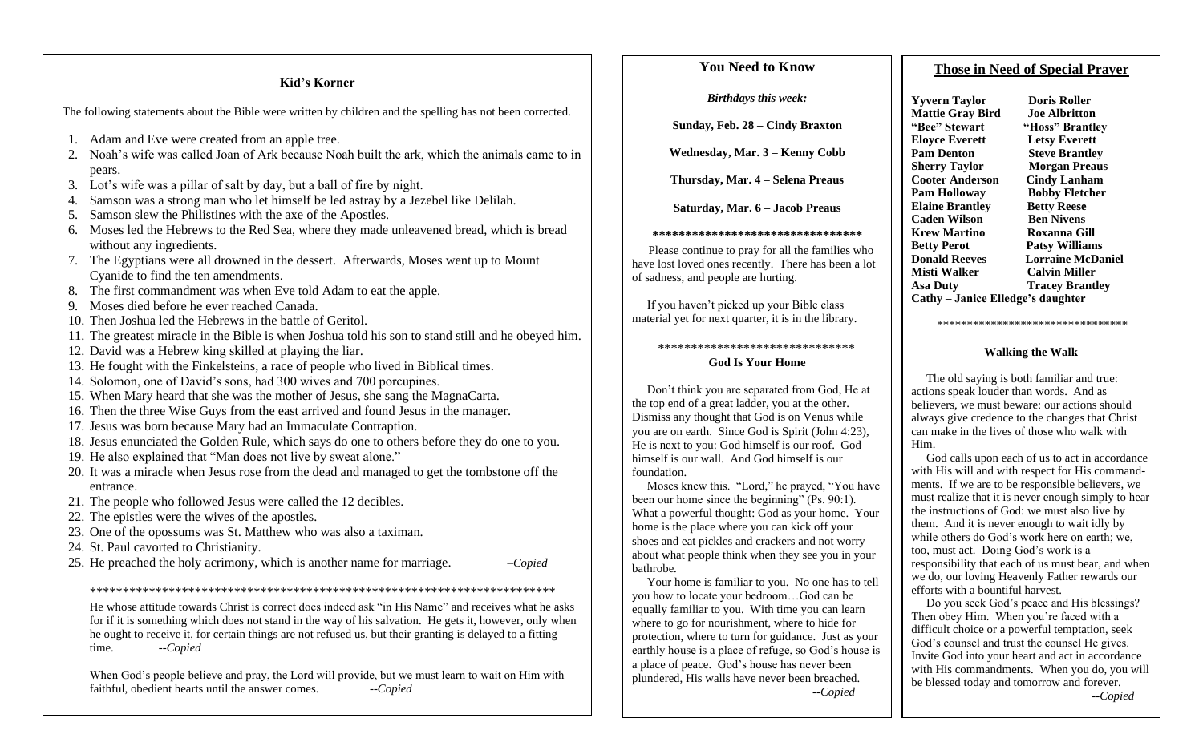## Kid's Korner

The following statements about the Bible were written by children and the spelling has not been corrected.

1. Adam and Eve were created from an apple tree.
2. Noah's wife was called Joan of Ark because Noah built the ark, which the animals came to in pears.
3. Lot's wife was a pillar of salt by day, but a ball of fire by night.
4. Samson was a strong man who let himself be led astray by a Jezebel like Delilah.
5. Samson slew the Philistines with the axe of the Apostles.
6. Moses led the Hebrews to the Red Sea, where they made unleavened bread, which is bread without any ingredients.
7. The Egyptians were all drowned in the dessert. Afterwards, Moses went up to Mount Cyanide to find the ten amendments.
8. The first commandment was when Eve told Adam to eat the apple.
9. Moses died before he ever reached Canada.
10. Then Joshua led the Hebrews in the battle of Geritol.
11. The greatest miracle in the Bible is when Joshua told his son to stand still and he obeyed him.
12. David was a Hebrew king skilled at playing the liar.
13. He fought with the Finkelsteins, a race of people who lived in Biblical times.
14. Solomon, one of David's sons, had 300 wives and 700 porcupines.
15. When Mary heard that she was the mother of Jesus, she sang the MagnaCarta.
16. Then the three Wise Guys from the east arrived and found Jesus in the manager.
17. Jesus was born because Mary had an Immaculate Contraption.
18. Jesus enunciated the Golden Rule, which says do one to others before they do one to you.
19. He also explained that "Man does not live by sweat alone."
20. It was a miracle when Jesus rose from the dead and managed to get the tombstone off the entrance.
21. The people who followed Jesus were called the 12 decibles.
22. The epistles were the wives of the apostles.
23. One of the opossums was St. Matthew who was also a taximan.
24. St. Paul cavorted to Christianity.
25. He preached the holy acrimony, which is another name for marriage. *–Copied*

*************************************************************************

He whose attitude towards Christ is correct does indeed ask "in His Name" and receives what he asks for if it is something which does not stand in the way of his salvation. He gets it, however, only when he ought to receive it, for certain things are not refused us, but their granting is delayed to a fitting time. *--Copied*

When God's people believe and pray, the Lord will provide, but we must learn to wait on Him with faithful, obedient hearts until the answer comes. *--Copied*

## You Need to Know

***Birthdays this week:***

**Sunday, Feb. 28 – Cindy Braxton**

**Wednesday, Mar. 3 – Kenny Cobb**

**Thursday, Mar. 4 – Selena Preaus**

**Saturday, Mar. 6 – Jacob Preaus**

**********************************

Please continue to pray for all the families who have lost loved ones recently. There has been a lot of sadness, and people are hurting.

If you haven't picked up your Bible class material yet for next quarter, it is in the library.

*******************************

### God Is Your Home

Don't think you are separated from God, He at the top end of a great ladder, you at the other. Dismiss any thought that God is on Venus while you are on earth. Since God is Spirit (John 4:23), He is next to you: God himself is our roof. God himself is our wall. And God himself is our foundation.

Moses knew this. "Lord," he prayed, "You have been our home since the beginning" (Ps. 90:1). What a powerful thought: God as your home. Your home is the place where you can kick off your shoes and eat pickles and crackers and not worry about what people think when they see you in your bathrobe.

Your home is familiar to you. No one has to tell you how to locate your bedroom…God can be equally familiar to you. With time you can learn where to go for nourishment, where to hide for protection, where to turn for guidance. Just as your earthly house is a place of refuge, so God's house is a place of peace. God's house has never been plundered, His walls have never been breached. *--Copied*

## Those in Need of Special Prayer

**Yyvern Taylor** — **Doris Roller**
**Mattie Gray Bird** — **Joe Albritton**
**"Bee" Stewart** — **"Hoss" Brantley**
**Eloyce Everett** — **Letsy Everett**
**Pam Denton** — **Steve Brantley**
**Sherry Taylor** — **Morgan Preaus**
**Cooter Anderson** — **Cindy Lanham**
**Pam Holloway** — **Bobby Fletcher**
**Elaine Brantley** — **Betty Reese**
**Caden Wilson** — **Ben Nivens**
**Krew Martino** — **Roxanna Gill**
**Betty Perot** — **Patsy Williams**
**Donald Reeves** — **Lorraine McDaniel**
**Misti Walker** — **Calvin Miller**
**Asa Duty** — **Tracey Brantley**
**Cathy – Janice Elledge's daughter**

********************************

### Walking the Walk

The old saying is both familiar and true: actions speak louder than words. And as believers, we must beware: our actions should always give credence to the changes that Christ can make in the lives of those who walk with Him.

God calls upon each of us to act in accordance with His will and with respect for His commandments. If we are to be responsible believers, we must realize that it is never enough simply to hear the instructions of God: we must also live by them. And it is never enough to wait idly by while others do God's work here on earth; we, too, must act. Doing God's work is a responsibility that each of us must bear, and when we do, our loving Heavenly Father rewards our efforts with a bountiful harvest.

Do you seek God's peace and His blessings? Then obey Him. When you're faced with a difficult choice or a powerful temptation, seek God's counsel and trust the counsel He gives. Invite God into your heart and act in accordance with His commandments. When you do, you will be blessed today and tomorrow and forever. *--Copied*